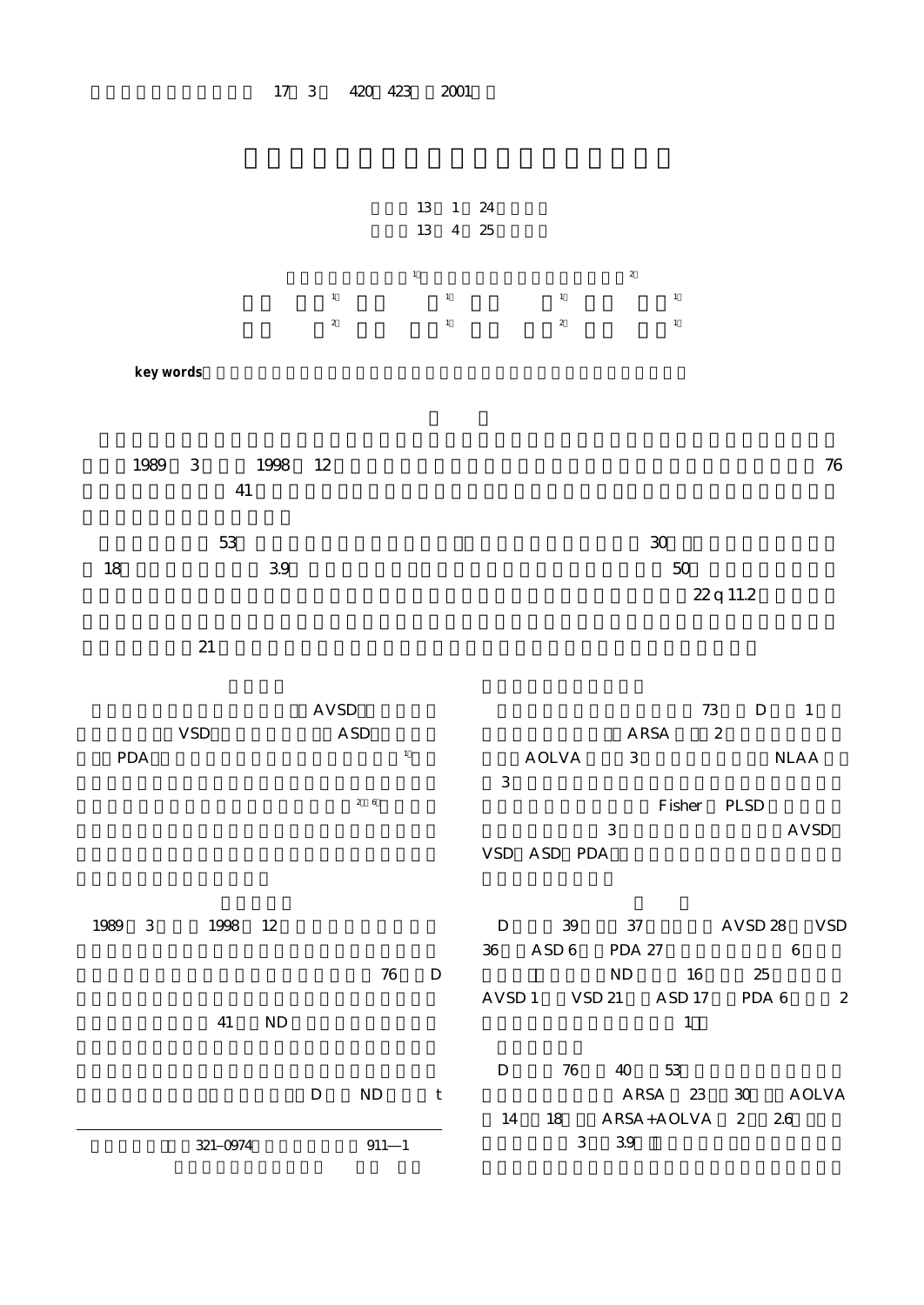13 1 24

13 4 25

[1] [2]

[1] [1] [1] [1]

[2] [1] [2] [1]

**key words**

1989 3 1998 12 76

41

53 30

18 3.9 50

22 q 11.2

21

AVSD

VSD ASD

PDA [1]

[2-6]

1989 3 1998 12

76 D

41 ND

D ND t

321–0974 911—1

73 D 1

ARSA 2

AOLVA 3 NLAA

3

Fisher PLSD

3 AVSD

VSD ASD PDA

D 39 37 AVSD 28 VSD

36 ASD 6 PDA 27 6

ND 16 25

AVSD 1 VSD 21 ASD 17 PDA 6 2

1

D 76 40 53

ARSA 23 30 AOLVA

14 18 ARSA+AOLVA 2 2.6

3 3.9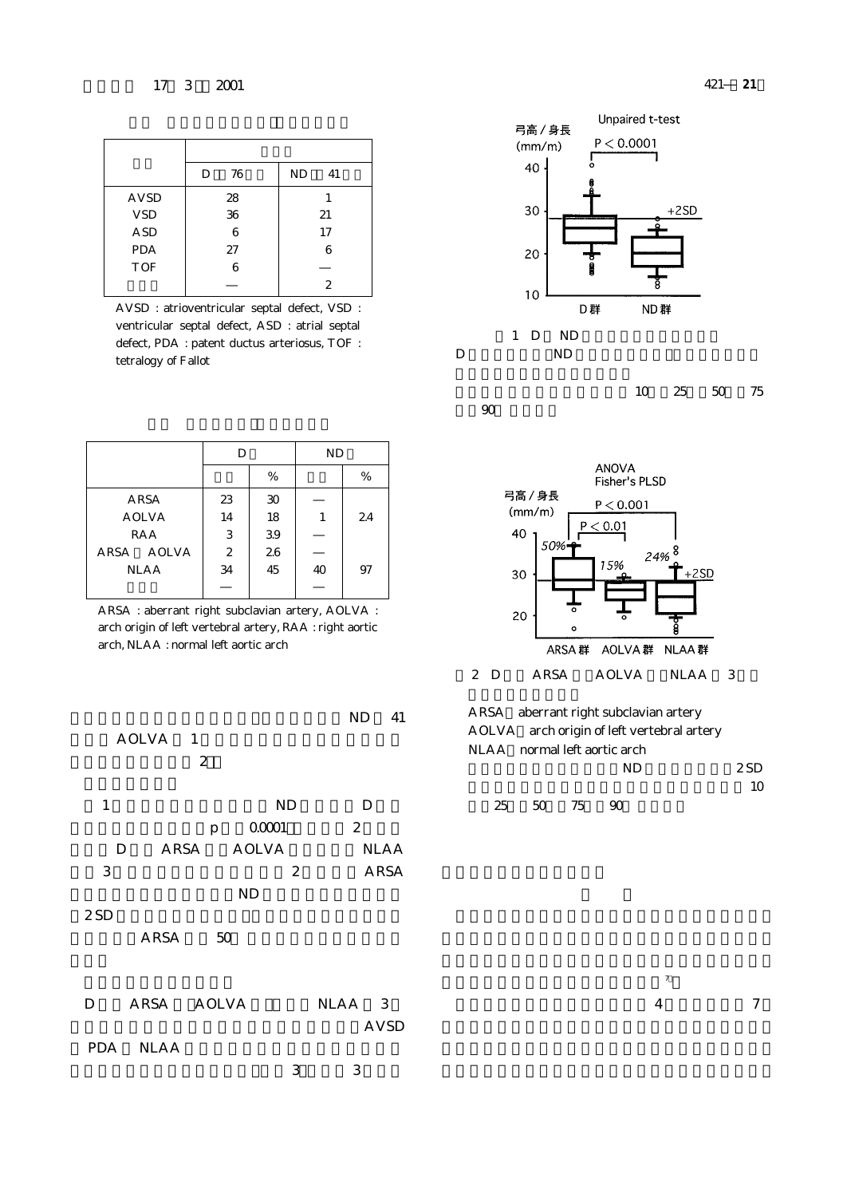| | | |
|---|---|---|
| | D 76 | ND 41 |
| AVSD | 28 | 1 |
| VSD | 36 | 21 |
| ASD | 6 | 17 |
| PDA | 27 | 6 |
| TOF | 6 | — |
| | — | 2 |

AVSD : atrioventricular septal defect, VSD : ventricular septal defect, ASD : atrial septal defect, PDA : patent ductus arteriosus, TOF : tetralogy of Fallot

| | D | | ND | |
|---|---|---|---|---|
| | | % | | % |
| ARSA | 23 | 30 | — | |
| AOLVA | 14 | 18 | 1 | 2.4 |
| RAA | 3 | 3.9 | — | |
| ARSA AOLVA | 2 | 2.6 | — | |
| NLAA | 34 | 45 | 40 | 97 |
| | — | | — | |

ARSA : aberrant right subclavian artery, AOLVA : arch origin of left vertebral artery, RAA : right aortic arch, NLAA : normal left aortic arch

ND 41 AOLVA 1 2

1 ND D $p$ 0.0001 2 D ARSA AOLVA NLAA 3 2 ARSA ND 2SD ARSA 50

D ARSA AOLVA NLAA 3 AVSD PDA NLAA 3 3

Unpaired t-test

弓高 / 身長 (mm/m)

$P < 0.0001$

+2SD

D群 ND群

1 D ND

D ND

10 25 50 75 90

ANOVA
Fisher's PLSD

弓高 / 身長 (mm/m)

$P < 0.001$

$P < 0.01$

50% 15% 24% +2SD

ARSA群 AOLVA群 NLAA群

2 D ARSA AOLVA NLAA 3

ARSA aberrant right subclavian artery
AOLVA arch origin of left vertebral artery
NLAA normal left aortic arch
ND 2SD 10 25 50 75 90

[7]

4 7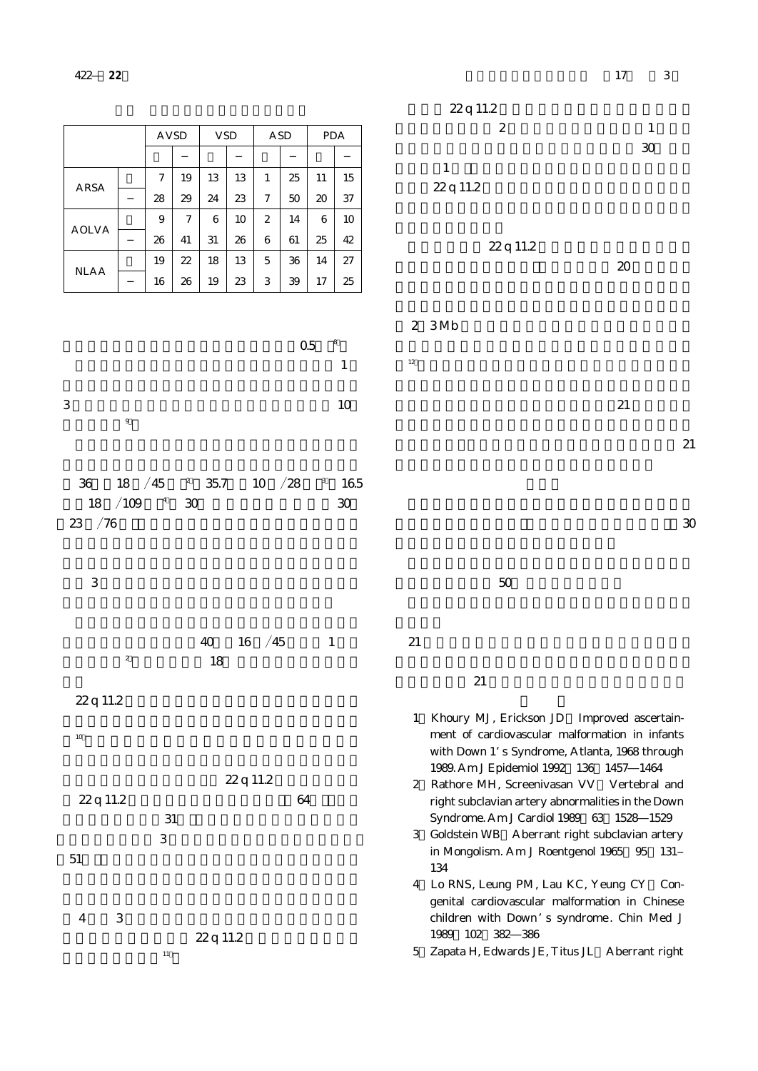| | | AVSD | | VSD | | ASD | | PDA | |
|---|---|---|---|---|---|---|---|---|---|
| | | | – | | – | | – | | – |
| ARSA | | 7 | 19 | 13 | 13 | 1 | 25 | 11 | 15 |
| | – | 28 | 29 | 24 | 23 | 7 | 50 | 20 | 37 |
| AOLVA | | 9 | 7 | 6 | 10 | 2 | 14 | 6 | 10 |
| | – | 26 | 41 | 31 | 26 | 6 | 61 | 25 | 42 |
| NLAA | | 19 | 22 | 18 | 13 | 5 | 36 | 14 | 27 |
| | – | 16 | 26 | 19 | 23 | 3 | 39 | 17 | 25 |

0.5 [8]

1

3 10

[9]

36 18 /45 [2] 35.7 10 /28 [3] 16.5

18 /109 [4] 30 30

23 /76

3

40 16 /45 1

[2] 18

22q11.2

[10]

22q11.2

22q11.2 64

31

3

51

4 3

22q11.2

[11]

22q11.2

2 1

30

1

22q11.2

22q11.2

20

2 3Mb

[12]

21

21

30

50

21

21

1. Khoury MJ, Erickson JD. Improved ascertainment of cardiovascular malformation in infants with Down 1's Syndrome, Atlanta, 1968 through 1989. Am J Epidemiol 1992, 136: 1457—1464
2. Rathore MH, Screenivasan VV. Vertebral and right subclavian artery abnormalities in the Down Syndrome. Am J Cardiol 1989, 63: 1528—1529
3. Goldstein WB. Aberrant right subclavian artery in Mongolism. Am J Roentgenol 1965, 95: 131–134
4. Lo RNS, Leung PM, Lau KC, Yeung CY. Congenital cardiovascular malformation in Chinese children with Down's syndrome. Chin Med J 1989, 102: 382—386
5. Zapata H, Edwards JE, Titus JL. Aberrant right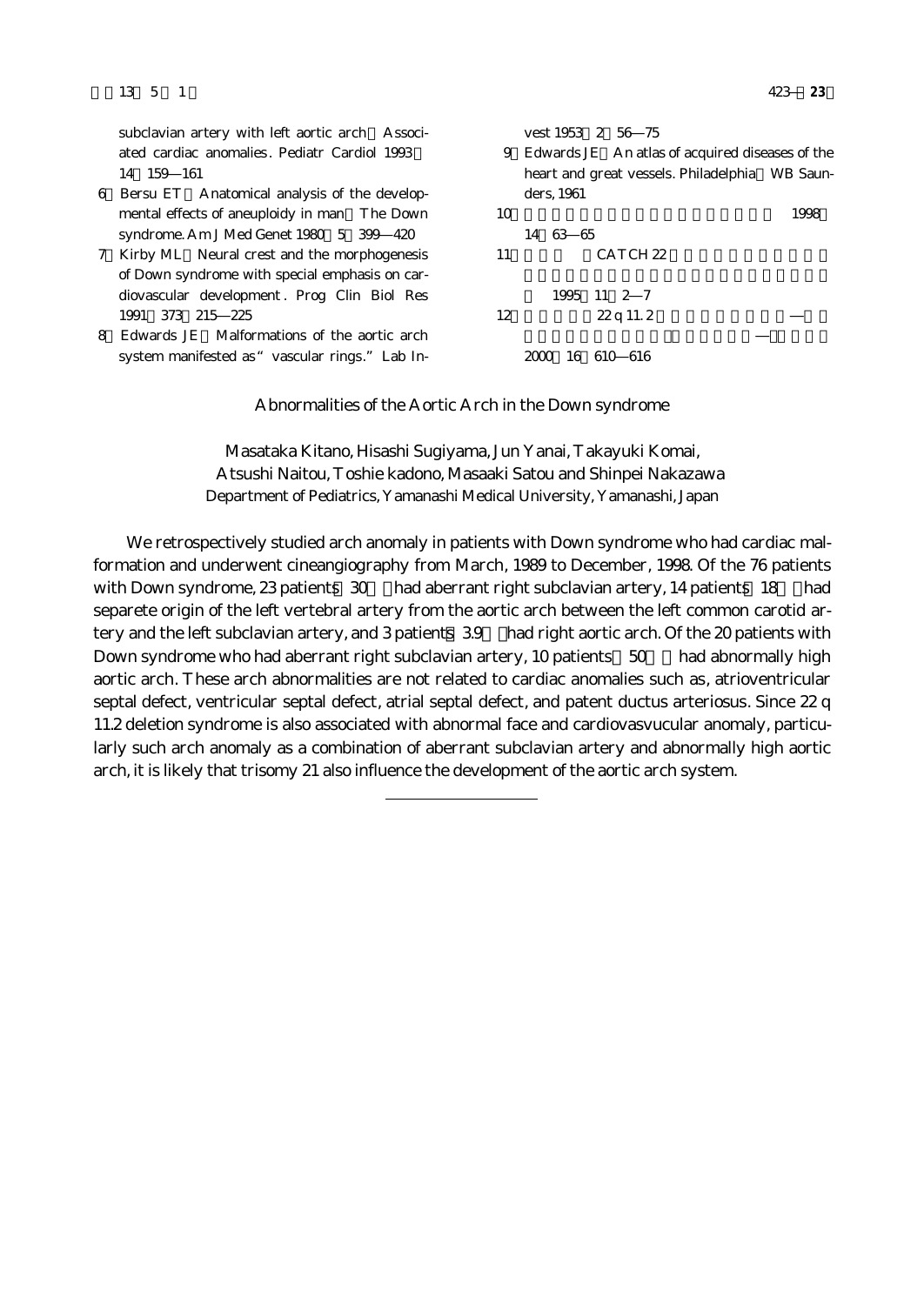subclavian artery with left aortic arch Associated cardiac anomalies. Pediatr Cardiol 1993 14 159―161

6 Bersu ET Anatomical analysis of the developmental effects of aneuploidy in man The Down syndrome. Am J Med Genet 1980 5 399―420

7 Kirby ML Neural crest and the morphogenesis of Down syndrome with special emphasis on cardiovascular development. Prog Clin Biol Res 1991 373 215―225

8 Edwards JE Malformations of the aortic arch system manifested as "vascular rings." Lab Invest 1953 2 56―75

9 Edwards JE An atlas of acquired diseases of the heart and great vessels. Philadelphia WB Saunders, 1961

10 1998 14 63―65

11 CATCH 22 1995 11 2―7

12 22 q 11. 2 ―― ―― 2000 16 610―616

## Abnormalities of the Aortic Arch in the Down syndrome

Masataka Kitano, Hisashi Sugiyama, Jun Yanai, Takayuki Komai, Atsushi Naitou, Toshie kadono, Masaaki Satou and Shinpei Nakazawa

Department of Pediatrics, Yamanashi Medical University, Yamanashi, Japan

We retrospectively studied arch anomaly in patients with Down syndrome who had cardiac malformation and underwent cineangiography from March, 1989 to December, 1998. Of the 76 patients with Down syndrome, 23 patients 30 had aberrant right subclavian artery, 14 patients 18 had separete origin of the left vertebral artery from the aortic arch between the left common carotid artery and the left subclavian artery, and 3 patients 3.9 had right aortic arch. Of the 20 patients with Down syndrome who had aberrant right subclavian artery, 10 patients 50 had abnormally high aortic arch. These arch abnormalities are not related to cardiac anomalies such as, atrioventricular septal defect, ventricular septal defect, atrial septal defect, and patent ductus arteriosus. Since 22 q 11.2 deletion syndrome is also associated with abnormal face and cardiovasvucular anomaly, particularly such arch anomaly as a combination of aberrant subclavian artery and abnormally high aortic arch, it is likely that trisomy 21 also influence the development of the aortic arch system.